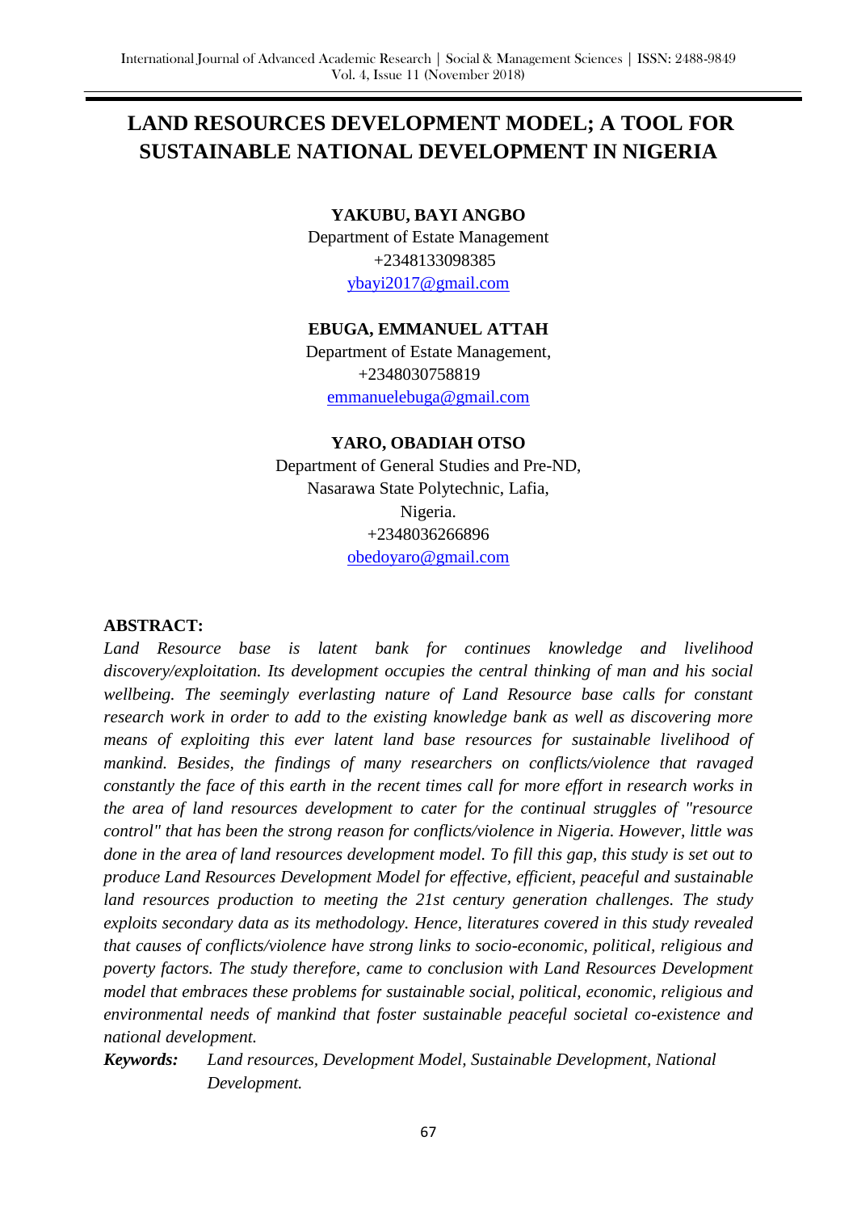# LAND RESOURCES DEVELOPMENT MODEL; A TOOL FOR SUSTAINABLE NATIONAL DEVELOPMENT IN NIGERIA

**YAKUBU, BAYI ANGBO**
Department of Estate Management
+2348133098385
ybayi2017@gmail.com

**EBUGA, EMMANUEL ATTAH**
Department of Estate Management,
+2348030758819
emmanuelebuga@gmail.com

**YARO, OBADIAH OTSO**
Department of General Studies and Pre-ND,
Nasarawa State Polytechnic, Lafia,
Nigeria.
+2348036266896
obedoyaro@gmail.com

**ABSTRACT:**

*Land Resource base is latent bank for continues knowledge and livelihood discovery/exploitation. Its development occupies the central thinking of man and his social wellbeing. The seemingly everlasting nature of Land Resource base calls for constant research work in order to add to the existing knowledge bank as well as discovering more means of exploiting this ever latent land base resources for sustainable livelihood of mankind. Besides, the findings of many researchers on conflicts/violence that ravaged constantly the face of this earth in the recent times call for more effort in research works in the area of land resources development to cater for the continual struggles of "resource control" that has been the strong reason for conflicts/violence in Nigeria. However, little was done in the area of land resources development model. To fill this gap, this study is set out to produce Land Resources Development Model for effective, efficient, peaceful and sustainable land resources production to meeting the 21st century generation challenges. The study exploits secondary data as its methodology. Hence, literatures covered in this study revealed that causes of conflicts/violence have strong links to socio-economic, political, religious and poverty factors. The study therefore, came to conclusion with Land Resources Development model that embraces these problems for sustainable social, political, economic, religious and environmental needs of mankind that foster sustainable peaceful societal co-existence and national development.*

***Keywords:*** *Land resources, Development Model, Sustainable Development, National Development.*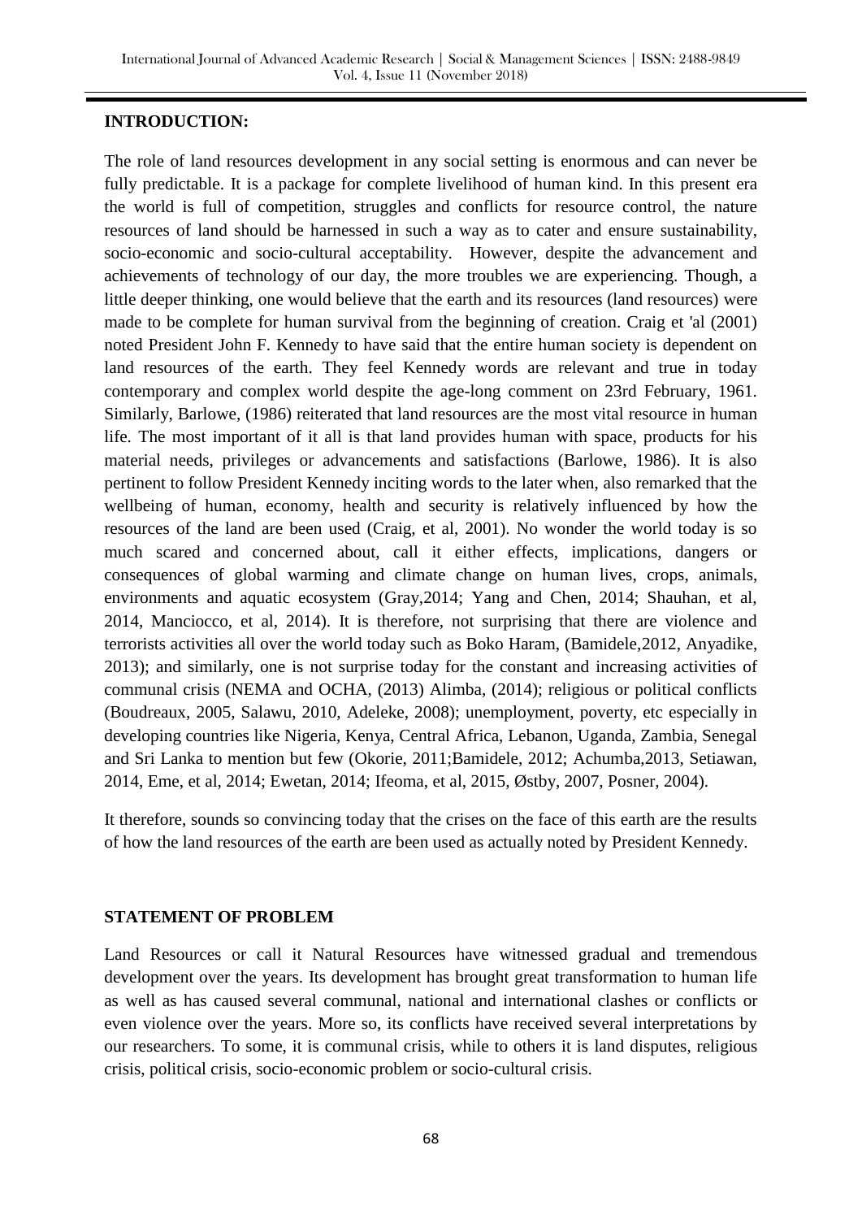## INTRODUCTION:

The role of land resources development in any social setting is enormous and can never be fully predictable. It is a package for complete livelihood of human kind. In this present era the world is full of competition, struggles and conflicts for resource control, the nature resources of land should be harnessed in such a way as to cater and ensure sustainability, socio-economic and socio-cultural acceptability. However, despite the advancement and achievements of technology of our day, the more troubles we are experiencing. Though, a little deeper thinking, one would believe that the earth and its resources (land resources) were made to be complete for human survival from the beginning of creation. Craig et 'al (2001) noted President John F. Kennedy to have said that the entire human society is dependent on land resources of the earth. They feel Kennedy words are relevant and true in today contemporary and complex world despite the age-long comment on 23rd February, 1961. Similarly, Barlowe, (1986) reiterated that land resources are the most vital resource in human life. The most important of it all is that land provides human with space, products for his material needs, privileges or advancements and satisfactions (Barlowe, 1986). It is also pertinent to follow President Kennedy inciting words to the later when, also remarked that the wellbeing of human, economy, health and security is relatively influenced by how the resources of the land are been used (Craig, et al, 2001). No wonder the world today is so much scared and concerned about, call it either effects, implications, dangers or consequences of global warming and climate change on human lives, crops, animals, environments and aquatic ecosystem (Gray,2014; Yang and Chen, 2014; Shauhan, et al, 2014, Manciocco, et al, 2014). It is therefore, not surprising that there are violence and terrorists activities all over the world today such as Boko Haram, (Bamidele,2012, Anyadike, 2013); and similarly, one is not surprise today for the constant and increasing activities of communal crisis (NEMA and OCHA, (2013) Alimba, (2014); religious or political conflicts (Boudreaux, 2005, Salawu, 2010, Adeleke, 2008); unemployment, poverty, etc especially in developing countries like Nigeria, Kenya, Central Africa, Lebanon, Uganda, Zambia, Senegal and Sri Lanka to mention but few (Okorie, 2011;Bamidele, 2012; Achumba,2013, Setiawan, 2014, Eme, et al, 2014; Ewetan, 2014; Ifeoma, et al, 2015, Østby, 2007, Posner, 2004).

It therefore, sounds so convincing today that the crises on the face of this earth are the results of how the land resources of the earth are been used as actually noted by President Kennedy.

## STATEMENT OF PROBLEM

Land Resources or call it Natural Resources have witnessed gradual and tremendous development over the years. Its development has brought great transformation to human life as well as has caused several communal, national and international clashes or conflicts or even violence over the years. More so, its conflicts have received several interpretations by our researchers. To some, it is communal crisis, while to others it is land disputes, religious crisis, political crisis, socio-economic problem or socio-cultural crisis.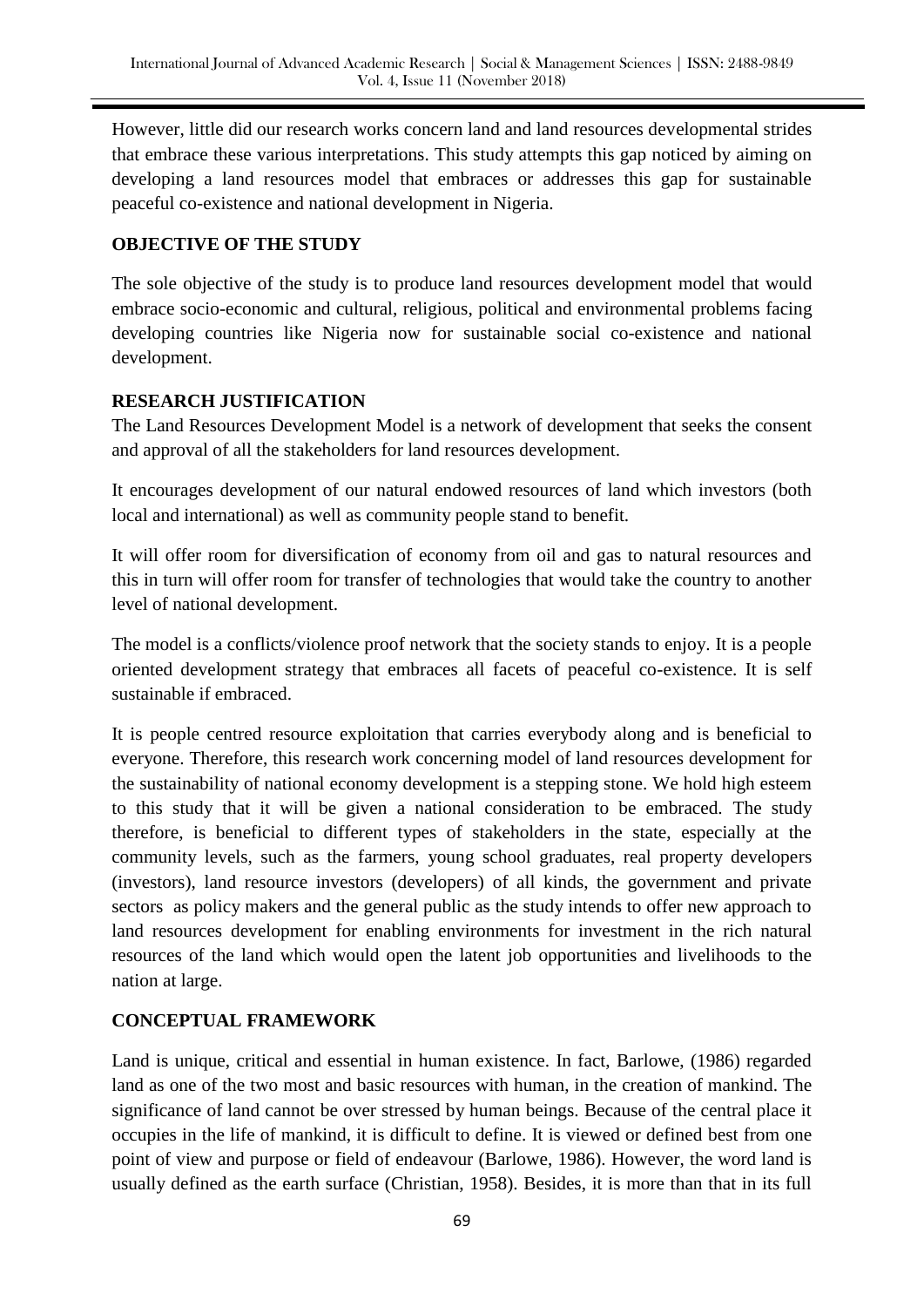However, little did our research works concern land and land resources developmental strides that embrace these various interpretations. This study attempts this gap noticed by aiming on developing a land resources model that embraces or addresses this gap for sustainable peaceful co-existence and national development in Nigeria.

## OBJECTIVE OF THE STUDY

The sole objective of the study is to produce land resources development model that would embrace socio-economic and cultural, religious, political and environmental problems facing developing countries like Nigeria now for sustainable social co-existence and national development.

## RESEARCH JUSTIFICATION

The Land Resources Development Model is a network of development that seeks the consent and approval of all the stakeholders for land resources development.

It encourages development of our natural endowed resources of land which investors (both local and international) as well as community people stand to benefit.

It will offer room for diversification of economy from oil and gas to natural resources and this in turn will offer room for transfer of technologies that would take the country to another level of national development.

The model is a conflicts/violence proof network that the society stands to enjoy. It is a people oriented development strategy that embraces all facets of peaceful co-existence. It is self sustainable if embraced.

It is people centred resource exploitation that carries everybody along and is beneficial to everyone. Therefore, this research work concerning model of land resources development for the sustainability of national economy development is a stepping stone. We hold high esteem to this study that it will be given a national consideration to be embraced. The study therefore, is beneficial to different types of stakeholders in the state, especially at the community levels, such as the farmers, young school graduates, real property developers (investors), land resource investors (developers) of all kinds, the government and private sectors as policy makers and the general public as the study intends to offer new approach to land resources development for enabling environments for investment in the rich natural resources of the land which would open the latent job opportunities and livelihoods to the nation at large.

## CONCEPTUAL FRAMEWORK

Land is unique, critical and essential in human existence. In fact, Barlowe, (1986) regarded land as one of the two most and basic resources with human, in the creation of mankind. The significance of land cannot be over stressed by human beings. Because of the central place it occupies in the life of mankind, it is difficult to define. It is viewed or defined best from one point of view and purpose or field of endeavour (Barlowe, 1986). However, the word land is usually defined as the earth surface (Christian, 1958). Besides, it is more than that in its full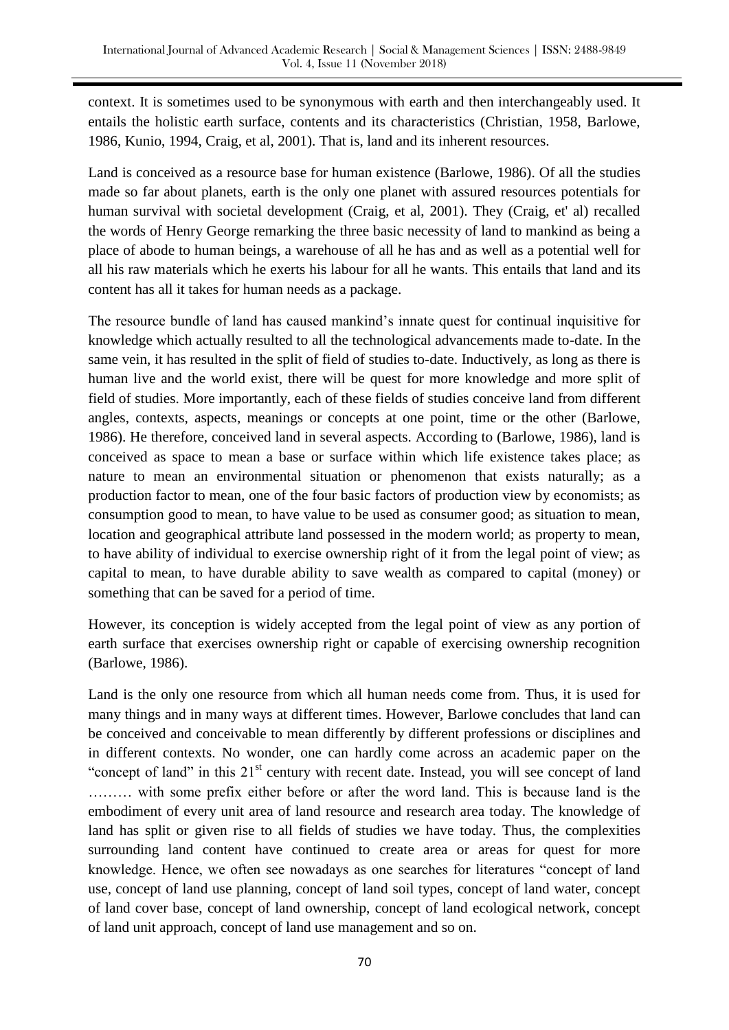context. It is sometimes used to be synonymous with earth and then interchangeably used. It entails the holistic earth surface, contents and its characteristics (Christian, 1958, Barlowe, 1986, Kunio, 1994, Craig, et al, 2001). That is, land and its inherent resources.

Land is conceived as a resource base for human existence (Barlowe, 1986). Of all the studies made so far about planets, earth is the only one planet with assured resources potentials for human survival with societal development (Craig, et al, 2001). They (Craig, et' al) recalled the words of Henry George remarking the three basic necessity of land to mankind as being a place of abode to human beings, a warehouse of all he has and as well as a potential well for all his raw materials which he exerts his labour for all he wants. This entails that land and its content has all it takes for human needs as a package.

The resource bundle of land has caused mankind's innate quest for continual inquisitive for knowledge which actually resulted to all the technological advancements made to-date. In the same vein, it has resulted in the split of field of studies to-date. Inductively, as long as there is human live and the world exist, there will be quest for more knowledge and more split of field of studies. More importantly, each of these fields of studies conceive land from different angles, contexts, aspects, meanings or concepts at one point, time or the other (Barlowe, 1986). He therefore, conceived land in several aspects. According to (Barlowe, 1986), land is conceived as space to mean a base or surface within which life existence takes place; as nature to mean an environmental situation or phenomenon that exists naturally; as a production factor to mean, one of the four basic factors of production view by economists; as consumption good to mean, to have value to be used as consumer good; as situation to mean, location and geographical attribute land possessed in the modern world; as property to mean, to have ability of individual to exercise ownership right of it from the legal point of view; as capital to mean, to have durable ability to save wealth as compared to capital (money) or something that can be saved for a period of time.

However, its conception is widely accepted from the legal point of view as any portion of earth surface that exercises ownership right or capable of exercising ownership recognition (Barlowe, 1986).

Land is the only one resource from which all human needs come from. Thus, it is used for many things and in many ways at different times. However, Barlowe concludes that land can be conceived and conceivable to mean differently by different professions or disciplines and in different contexts. No wonder, one can hardly come across an academic paper on the "concept of land" in this 21st century with recent date. Instead, you will see concept of land ……… with some prefix either before or after the word land. This is because land is the embodiment of every unit area of land resource and research area today. The knowledge of land has split or given rise to all fields of studies we have today. Thus, the complexities surrounding land content have continued to create area or areas for quest for more knowledge. Hence, we often see nowadays as one searches for literatures "concept of land use, concept of land use planning, concept of land soil types, concept of land water, concept of land cover base, concept of land ownership, concept of land ecological network, concept of land unit approach, concept of land use management and so on.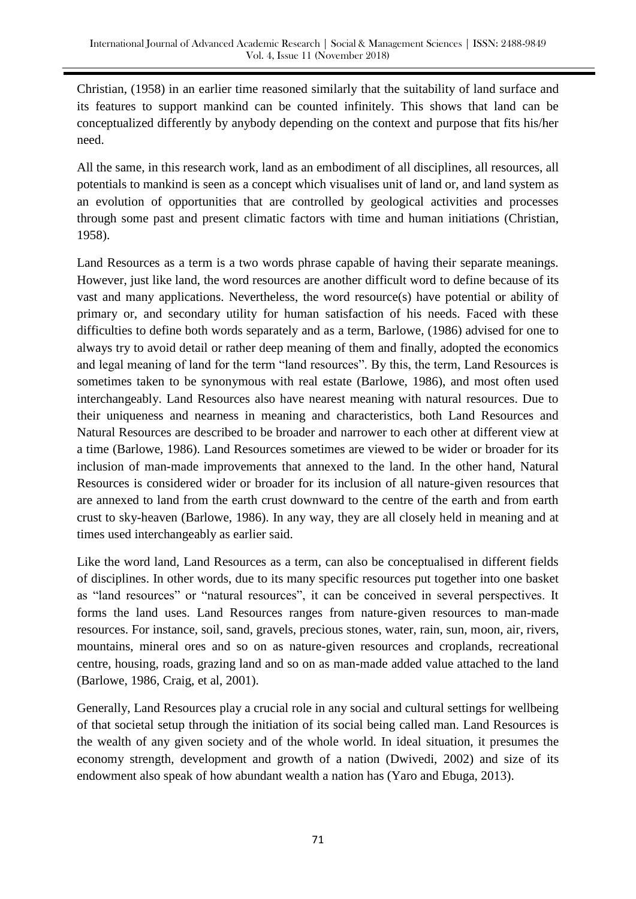Christian, (1958) in an earlier time reasoned similarly that the suitability of land surface and its features to support mankind can be counted infinitely. This shows that land can be conceptualized differently by anybody depending on the context and purpose that fits his/her need.

All the same, in this research work, land as an embodiment of all disciplines, all resources, all potentials to mankind is seen as a concept which visualises unit of land or, and land system as an evolution of opportunities that are controlled by geological activities and processes through some past and present climatic factors with time and human initiations (Christian, 1958).

Land Resources as a term is a two words phrase capable of having their separate meanings. However, just like land, the word resources are another difficult word to define because of its vast and many applications. Nevertheless, the word resource(s) have potential or ability of primary or, and secondary utility for human satisfaction of his needs. Faced with these difficulties to define both words separately and as a term, Barlowe, (1986) advised for one to always try to avoid detail or rather deep meaning of them and finally, adopted the economics and legal meaning of land for the term "land resources". By this, the term, Land Resources is sometimes taken to be synonymous with real estate (Barlowe, 1986), and most often used interchangeably. Land Resources also have nearest meaning with natural resources. Due to their uniqueness and nearness in meaning and characteristics, both Land Resources and Natural Resources are described to be broader and narrower to each other at different view at a time (Barlowe, 1986). Land Resources sometimes are viewed to be wider or broader for its inclusion of man-made improvements that annexed to the land. In the other hand, Natural Resources is considered wider or broader for its inclusion of all nature-given resources that are annexed to land from the earth crust downward to the centre of the earth and from earth crust to sky-heaven (Barlowe, 1986). In any way, they are all closely held in meaning and at times used interchangeably as earlier said.

Like the word land, Land Resources as a term, can also be conceptualised in different fields of disciplines. In other words, due to its many specific resources put together into one basket as "land resources" or "natural resources", it can be conceived in several perspectives. It forms the land uses. Land Resources ranges from nature-given resources to man-made resources. For instance, soil, sand, gravels, precious stones, water, rain, sun, moon, air, rivers, mountains, mineral ores and so on as nature-given resources and croplands, recreational centre, housing, roads, grazing land and so on as man-made added value attached to the land (Barlowe, 1986, Craig, et al, 2001).

Generally, Land Resources play a crucial role in any social and cultural settings for wellbeing of that societal setup through the initiation of its social being called man. Land Resources is the wealth of any given society and of the whole world. In ideal situation, it presumes the economy strength, development and growth of a nation (Dwivedi, 2002) and size of its endowment also speak of how abundant wealth a nation has (Yaro and Ebuga, 2013).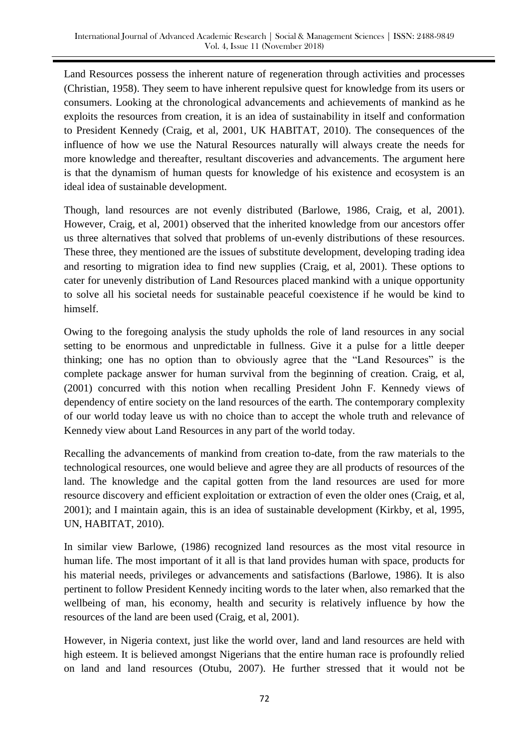Land Resources possess the inherent nature of regeneration through activities and processes (Christian, 1958). They seem to have inherent repulsive quest for knowledge from its users or consumers. Looking at the chronological advancements and achievements of mankind as he exploits the resources from creation, it is an idea of sustainability in itself and conformation to President Kennedy (Craig, et al, 2001, UK HABITAT, 2010). The consequences of the influence of how we use the Natural Resources naturally will always create the needs for more knowledge and thereafter, resultant discoveries and advancements. The argument here is that the dynamism of human quests for knowledge of his existence and ecosystem is an ideal idea of sustainable development.

Though, land resources are not evenly distributed (Barlowe, 1986, Craig, et al, 2001). However, Craig, et al, 2001) observed that the inherited knowledge from our ancestors offer us three alternatives that solved that problems of un-evenly distributions of these resources. These three, they mentioned are the issues of substitute development, developing trading idea and resorting to migration idea to find new supplies (Craig, et al, 2001). These options to cater for unevenly distribution of Land Resources placed mankind with a unique opportunity to solve all his societal needs for sustainable peaceful coexistence if he would be kind to himself.

Owing to the foregoing analysis the study upholds the role of land resources in any social setting to be enormous and unpredictable in fullness. Give it a pulse for a little deeper thinking; one has no option than to obviously agree that the "Land Resources" is the complete package answer for human survival from the beginning of creation. Craig, et al, (2001) concurred with this notion when recalling President John F. Kennedy views of dependency of entire society on the land resources of the earth. The contemporary complexity of our world today leave us with no choice than to accept the whole truth and relevance of Kennedy view about Land Resources in any part of the world today.

Recalling the advancements of mankind from creation to-date, from the raw materials to the technological resources, one would believe and agree they are all products of resources of the land. The knowledge and the capital gotten from the land resources are used for more resource discovery and efficient exploitation or extraction of even the older ones (Craig, et al, 2001); and I maintain again, this is an idea of sustainable development (Kirkby, et al, 1995, UN, HABITAT, 2010).

In similar view Barlowe, (1986) recognized land resources as the most vital resource in human life. The most important of it all is that land provides human with space, products for his material needs, privileges or advancements and satisfactions (Barlowe, 1986). It is also pertinent to follow President Kennedy inciting words to the later when, also remarked that the wellbeing of man, his economy, health and security is relatively influence by how the resources of the land are been used (Craig, et al, 2001).

However, in Nigeria context, just like the world over, land and land resources are held with high esteem. It is believed amongst Nigerians that the entire human race is profoundly relied on land and land resources (Otubu, 2007). He further stressed that it would not be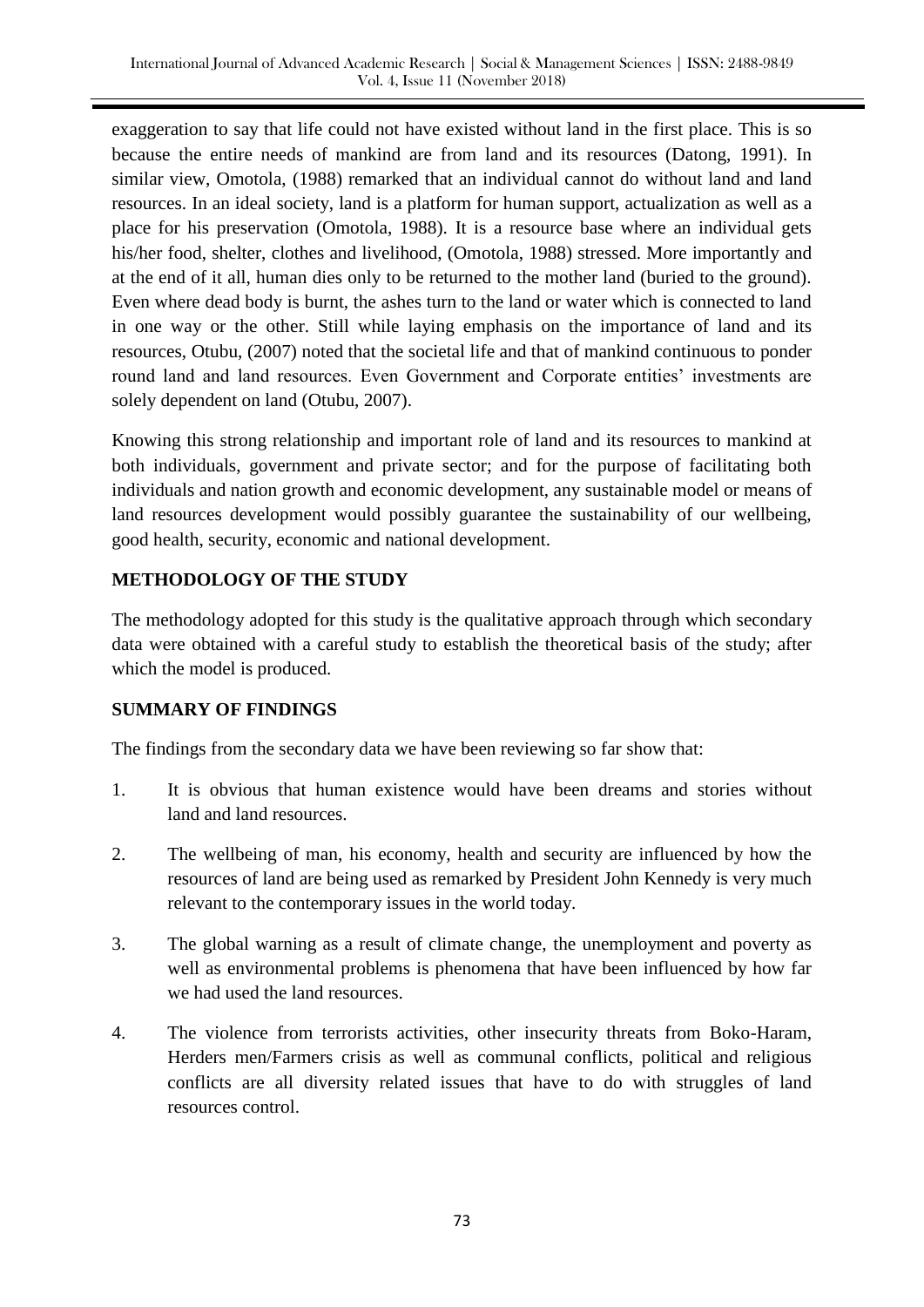exaggeration to say that life could not have existed without land in the first place. This is so because the entire needs of mankind are from land and its resources (Datong, 1991). In similar view, Omotola, (1988) remarked that an individual cannot do without land and land resources. In an ideal society, land is a platform for human support, actualization as well as a place for his preservation (Omotola, 1988). It is a resource base where an individual gets his/her food, shelter, clothes and livelihood, (Omotola, 1988) stressed. More importantly and at the end of it all, human dies only to be returned to the mother land (buried to the ground). Even where dead body is burnt, the ashes turn to the land or water which is connected to land in one way or the other. Still while laying emphasis on the importance of land and its resources, Otubu, (2007) noted that the societal life and that of mankind continuous to ponder round land and land resources. Even Government and Corporate entities' investments are solely dependent on land (Otubu, 2007).

Knowing this strong relationship and important role of land and its resources to mankind at both individuals, government and private sector; and for the purpose of facilitating both individuals and nation growth and economic development, any sustainable model or means of land resources development would possibly guarantee the sustainability of our wellbeing, good health, security, economic and national development.

## METHODOLOGY OF THE STUDY

The methodology adopted for this study is the qualitative approach through which secondary data were obtained with a careful study to establish the theoretical basis of the study; after which the model is produced.

## SUMMARY OF FINDINGS

The findings from the secondary data we have been reviewing so far show that:

1. It is obvious that human existence would have been dreams and stories without land and land resources.
2. The wellbeing of man, his economy, health and security are influenced by how the resources of land are being used as remarked by President John Kennedy is very much relevant to the contemporary issues in the world today.
3. The global warning as a result of climate change, the unemployment and poverty as well as environmental problems is phenomena that have been influenced by how far we had used the land resources.
4. The violence from terrorists activities, other insecurity threats from Boko-Haram, Herders men/Farmers crisis as well as communal conflicts, political and religious conflicts are all diversity related issues that have to do with struggles of land resources control.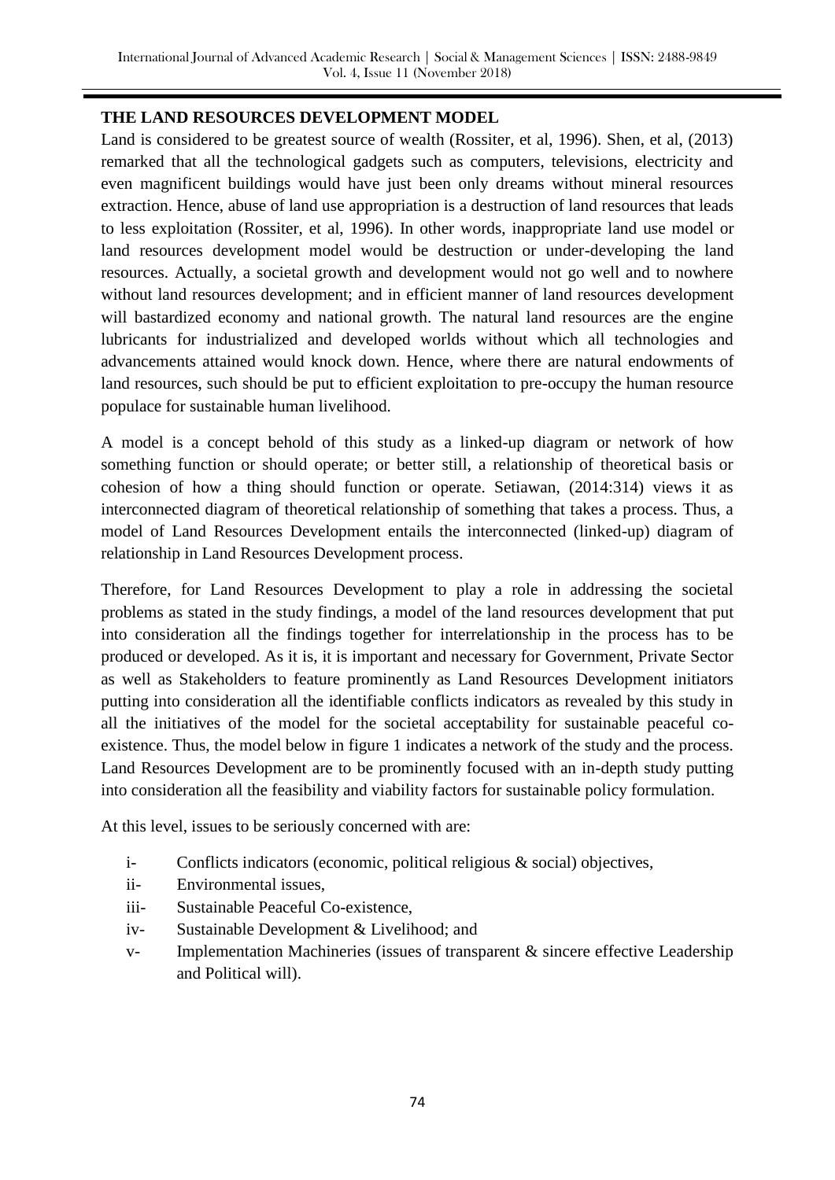## THE LAND RESOURCES DEVELOPMENT MODEL

Land is considered to be greatest source of wealth (Rossiter, et al, 1996). Shen, et al, (2013) remarked that all the technological gadgets such as computers, televisions, electricity and even magnificent buildings would have just been only dreams without mineral resources extraction. Hence, abuse of land use appropriation is a destruction of land resources that leads to less exploitation (Rossiter, et al, 1996). In other words, inappropriate land use model or land resources development model would be destruction or under-developing the land resources. Actually, a societal growth and development would not go well and to nowhere without land resources development; and in efficient manner of land resources development will bastardized economy and national growth. The natural land resources are the engine lubricants for industrialized and developed worlds without which all technologies and advancements attained would knock down. Hence, where there are natural endowments of land resources, such should be put to efficient exploitation to pre-occupy the human resource populace for sustainable human livelihood.

A model is a concept behold of this study as a linked-up diagram or network of how something function or should operate; or better still, a relationship of theoretical basis or cohesion of how a thing should function or operate. Setiawan, (2014:314) views it as interconnected diagram of theoretical relationship of something that takes a process. Thus, a model of Land Resources Development entails the interconnected (linked-up) diagram of relationship in Land Resources Development process.

Therefore, for Land Resources Development to play a role in addressing the societal problems as stated in the study findings, a model of the land resources development that put into consideration all the findings together for interrelationship in the process has to be produced or developed. As it is, it is important and necessary for Government, Private Sector as well as Stakeholders to feature prominently as Land Resources Development initiators putting into consideration all the identifiable conflicts indicators as revealed by this study in all the initiatives of the model for the societal acceptability for sustainable peaceful co-existence. Thus, the model below in figure 1 indicates a network of the study and the process. Land Resources Development are to be prominently focused with an in-depth study putting into consideration all the feasibility and viability factors for sustainable policy formulation.

At this level, issues to be seriously concerned with are:

- i- Conflicts indicators (economic, political religious & social) objectives,
- ii- Environmental issues,
- iii- Sustainable Peaceful Co-existence,
- iv- Sustainable Development & Livelihood; and
- v- Implementation Machineries (issues of transparent & sincere effective Leadership and Political will).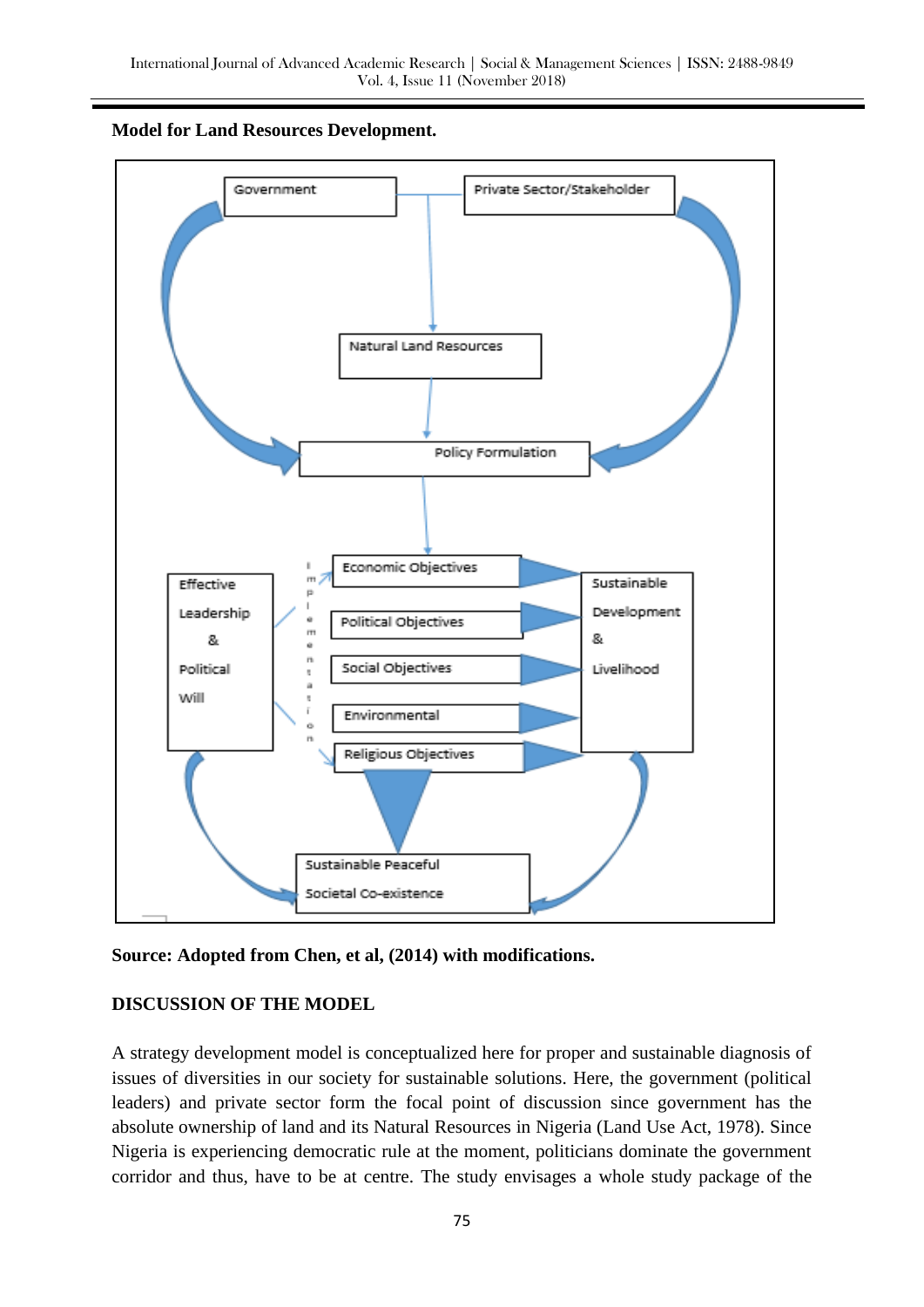**Model for Land Resources Development.**

**Source: Adopted from Chen, et al, (2014) with modifications.**

**DISCUSSION OF THE MODEL**

A strategy development model is conceptualized here for proper and sustainable diagnosis of issues of diversities in our society for sustainable solutions. Here, the government (political leaders) and private sector form the focal point of discussion since government has the absolute ownership of land and its Natural Resources in Nigeria (Land Use Act, 1978). Since Nigeria is experiencing democratic rule at the moment, politicians dominate the government corridor and thus, have to be at centre. The study envisages a whole study package of the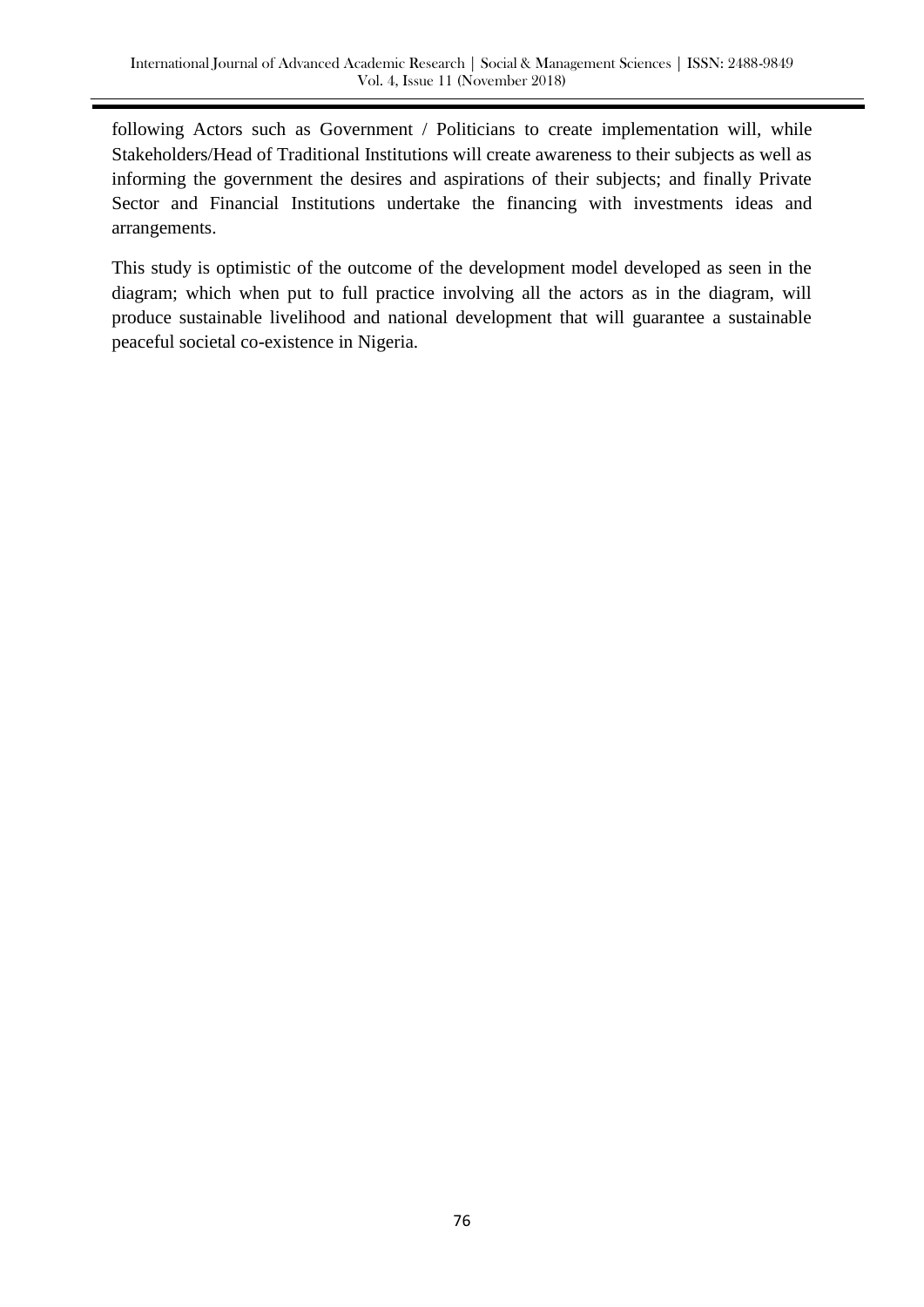following Actors such as Government / Politicians to create implementation will, while Stakeholders/Head of Traditional Institutions will create awareness to their subjects as well as informing the government the desires and aspirations of their subjects; and finally Private Sector and Financial Institutions undertake the financing with investments ideas and arrangements.

This study is optimistic of the outcome of the development model developed as seen in the diagram; which when put to full practice involving all the actors as in the diagram, will produce sustainable livelihood and national development that will guarantee a sustainable peaceful societal co-existence in Nigeria.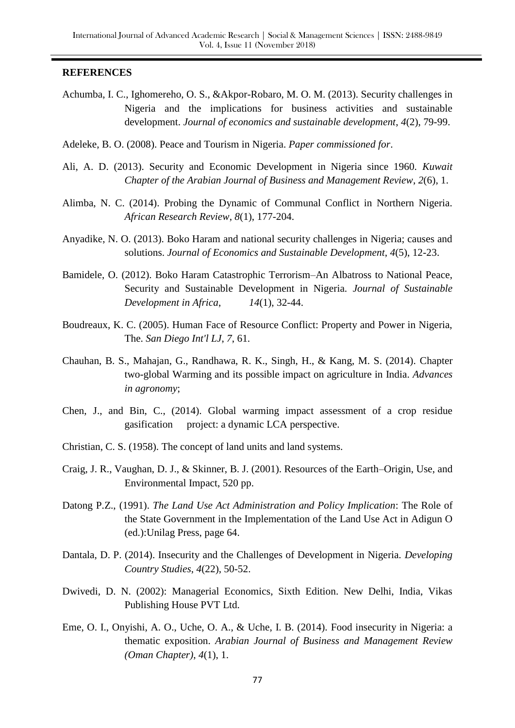## REFERENCES

Achumba, I. C., Ighomereho, O. S., &Akpor-Robaro, M. O. M. (2013). Security challenges in Nigeria and the implications for business activities and sustainable development. *Journal of economics and sustainable development*, *4*(2), 79-99.

Adeleke, B. O. (2008). Peace and Tourism in Nigeria. *Paper commissioned for*.

Ali, A. D. (2013). Security and Economic Development in Nigeria since 1960. *Kuwait Chapter of the Arabian Journal of Business and Management Review*, *2*(6), 1.

Alimba, N. C. (2014). Probing the Dynamic of Communal Conflict in Northern Nigeria. *African Research Review*, *8*(1), 177-204.

Anyadike, N. O. (2013). Boko Haram and national security challenges in Nigeria; causes and solutions. *Journal of Economics and Sustainable Development*, *4*(5), 12-23.

Bamidele, O. (2012). Boko Haram Catastrophic Terrorism–An Albatross to National Peace, Security and Sustainable Development in Nigeria. *Journal of Sustainable Development in Africa*, *14*(1), 32-44.

Boudreaux, K. C. (2005). Human Face of Resource Conflict: Property and Power in Nigeria, The. *San Diego Int'l LJ*, *7*, 61.

Chauhan, B. S., Mahajan, G., Randhawa, R. K., Singh, H., & Kang, M. S. (2014). Chapter two-global Warming and its possible impact on agriculture in India. *Advances in agronomy*;

Chen, J., and Bin, C., (2014). Global warming impact assessment of a crop residue gasification project: a dynamic LCA perspective.

Christian, C. S. (1958). The concept of land units and land systems.

Craig, J. R., Vaughan, D. J., & Skinner, B. J. (2001). Resources of the Earth–Origin, Use, and Environmental Impact, 520 pp.

Datong P.Z., (1991). *The Land Use Act Administration and Policy Implication*: The Role of the State Government in the Implementation of the Land Use Act in Adigun O (ed.):Unilag Press, page 64.

Dantala, D. P. (2014). Insecurity and the Challenges of Development in Nigeria. *Developing Country Studies*, *4*(22), 50-52.

Dwivedi, D. N. (2002): Managerial Economics, Sixth Edition. New Delhi, India, Vikas Publishing House PVT Ltd.

Eme, O. I., Onyishi, A. O., Uche, O. A., & Uche, I. B. (2014). Food insecurity in Nigeria: a thematic exposition. *Arabian Journal of Business and Management Review (Oman Chapter)*, *4*(1), 1.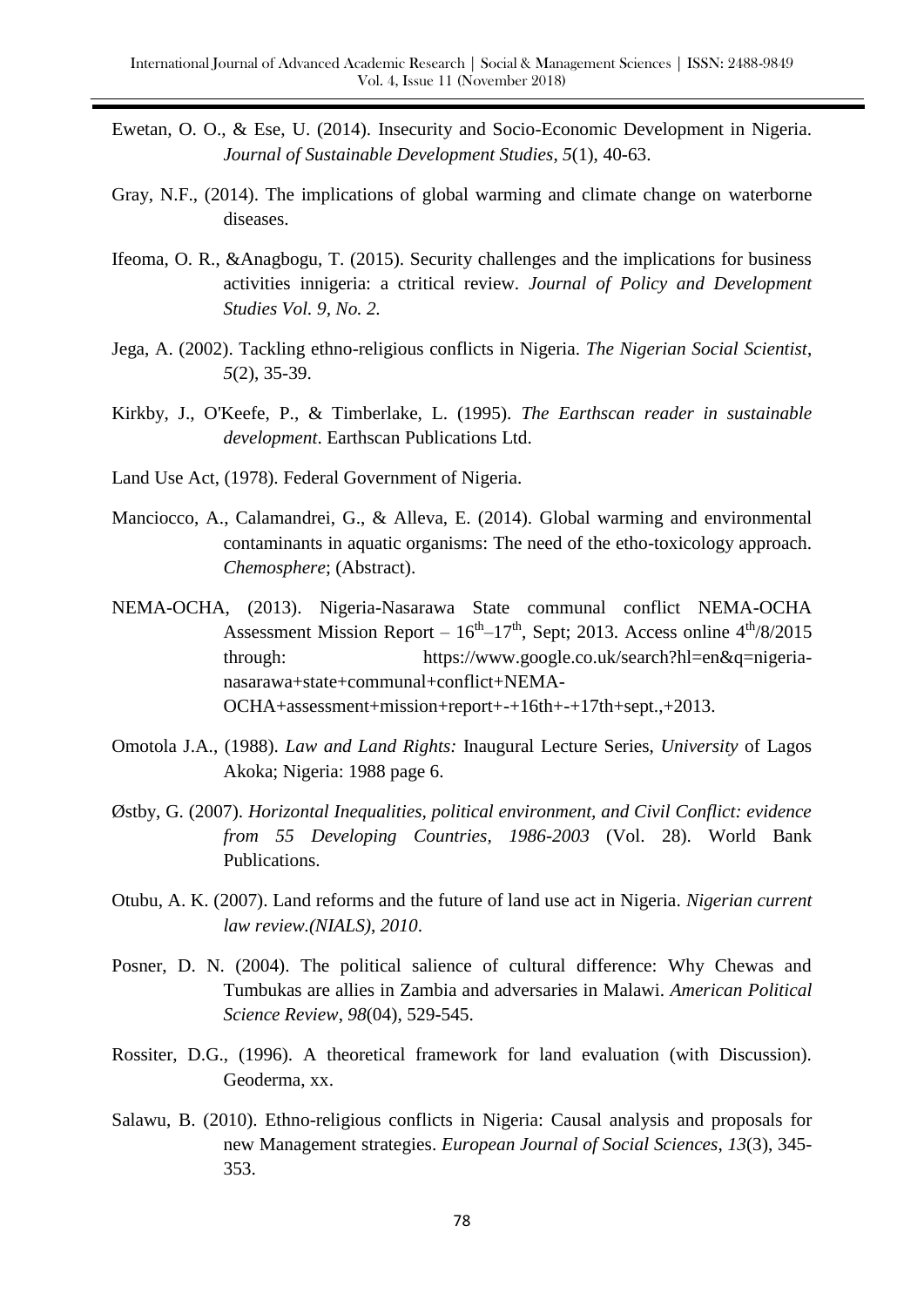Ewetan, O. O., & Ese, U. (2014). Insecurity and Socio-Economic Development in Nigeria. *Journal of Sustainable Development Studies*, *5*(1), 40-63.

Gray, N.F., (2014). The implications of global warming and climate change on waterborne diseases.

Ifeoma, O. R., &Anagbogu, T. (2015). Security challenges and the implications for business activities innigeria: a ctritical review. *Journal of Policy and Development Studies Vol. 9, No. 2.*

Jega, A. (2002). Tackling ethno-religious conflicts in Nigeria. *The Nigerian Social Scientist*, *5*(2), 35-39.

Kirkby, J., O'Keefe, P., & Timberlake, L. (1995). *The Earthscan reader in sustainable development*. Earthscan Publications Ltd.

Land Use Act, (1978). Federal Government of Nigeria.

Manciocco, A., Calamandrei, G., & Alleva, E. (2014). Global warming and environmental contaminants in aquatic organisms: The need of the etho-toxicology approach. *Chemosphere*; (Abstract).

NEMA-OCHA, (2013). Nigeria-Nasarawa State communal conflict NEMA-OCHA Assessment Mission Report – 16th–17th, Sept; 2013. Access online 4th/8/2015 through: https://www.google.co.uk/search?hl=en&q=nigeria-nasarawa+state+communal+conflict+NEMA-OCHA+assessment+mission+report+-+16th+-+17th+sept.,+2013.

Omotola J.A., (1988). *Law and Land Rights:* Inaugural Lecture Series, *University* of Lagos Akoka; Nigeria: 1988 page 6.

Østby, G. (2007). *Horizontal Inequalities, political environment, and Civil Conflict: evidence from 55 Developing Countries, 1986-2003* (Vol. 28). World Bank Publications.

Otubu, A. K. (2007). Land reforms and the future of land use act in Nigeria. *Nigerian current law review.(NIALS)*, *2010*.

Posner, D. N. (2004). The political salience of cultural difference: Why Chewas and Tumbukas are allies in Zambia and adversaries in Malawi. *American Political Science Review*, *98*(04), 529-545.

Rossiter, D.G., (1996). A theoretical framework for land evaluation (with Discussion). Geoderma, xx.

Salawu, B. (2010). Ethno-religious conflicts in Nigeria: Causal analysis and proposals for new Management strategies. *European Journal of Social Sciences*, *13*(3), 345-353.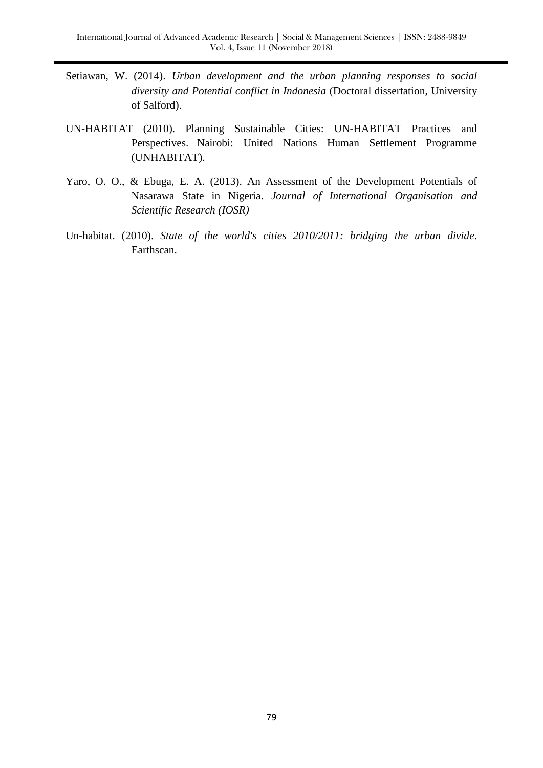Setiawan, W. (2014). *Urban development and the urban planning responses to social diversity and Potential conflict in Indonesia* (Doctoral dissertation, University of Salford).

UN-HABITAT (2010). Planning Sustainable Cities: UN-HABITAT Practices and Perspectives. Nairobi: United Nations Human Settlement Programme (UNHABITAT).

Yaro, O. O., & Ebuga, E. A. (2013). An Assessment of the Development Potentials of Nasarawa State in Nigeria. *Journal of International Organisation and Scientific Research (IOSR)*

Un-habitat. (2010). *State of the world's cities 2010/2011: bridging the urban divide*. Earthscan.